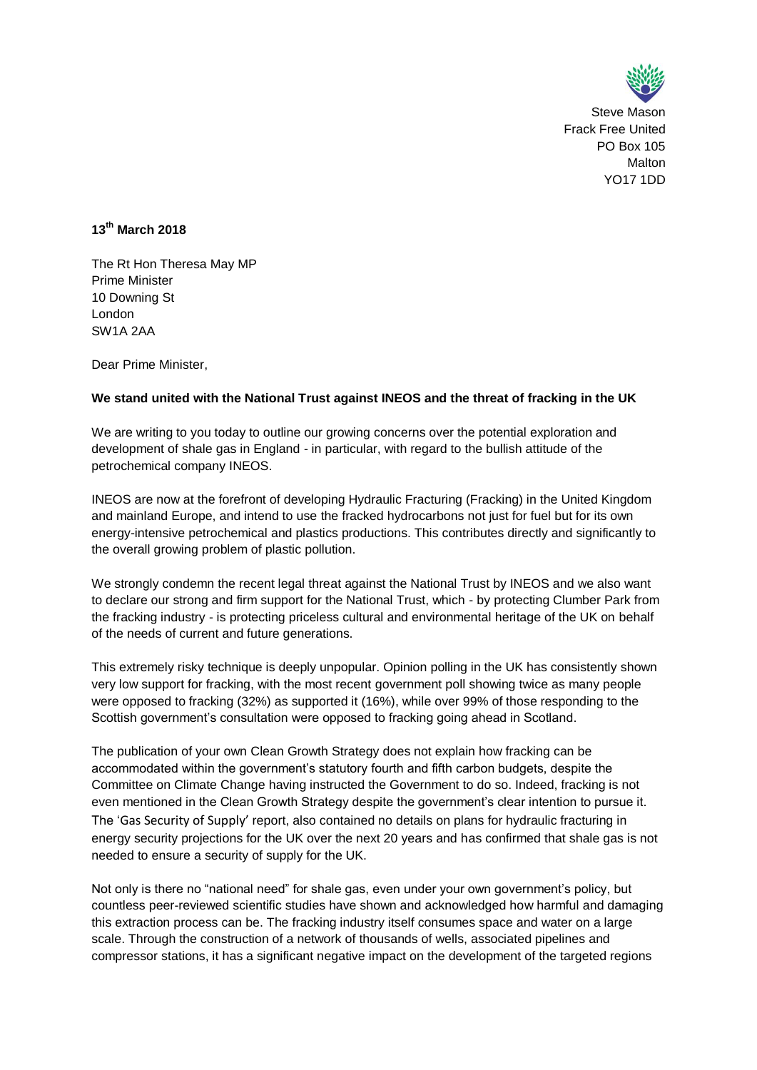Steve Mason
Frack Free United
PO Box 105
Malton
YO17 1DD

**13th March 2018**

The Rt Hon Theresa May MP
Prime Minister
10 Downing St
London
SW1A 2AA

Dear Prime Minister,

**We stand united with the National Trust against INEOS and the threat of fracking in the UK**

We are writing to you today to outline our growing concerns over the potential exploration and development of shale gas in England - in particular, with regard to the bullish attitude of the petrochemical company INEOS.

INEOS are now at the forefront of developing Hydraulic Fracturing (Fracking) in the United Kingdom and mainland Europe, and intend to use the fracked hydrocarbons not just for fuel but for its own energy-intensive petrochemical and plastics productions. This contributes directly and significantly to the overall growing problem of plastic pollution.

We strongly condemn the recent legal threat against the National Trust by INEOS and we also want to declare our strong and firm support for the National Trust, which - by protecting Clumber Park from the fracking industry - is protecting priceless cultural and environmental heritage of the UK on behalf of the needs of current and future generations.

This extremely risky technique is deeply unpopular. Opinion polling in the UK has consistently shown very low support for fracking, with the most recent government poll showing twice as many people were opposed to fracking (32%) as supported it (16%), while over 99% of those responding to the Scottish government's consultation were opposed to fracking going ahead in Scotland.

The publication of your own Clean Growth Strategy does not explain how fracking can be accommodated within the government's statutory fourth and fifth carbon budgets, despite the Committee on Climate Change having instructed the Government to do so. Indeed, fracking is not even mentioned in the Clean Growth Strategy despite the government's clear intention to pursue it. The 'Gas Security of Supply' report, also contained no details on plans for hydraulic fracturing in energy security projections for the UK over the next 20 years and has confirmed that shale gas is not needed to ensure a security of supply for the UK.

Not only is there no "national need" for shale gas, even under your own government's policy, but countless peer-reviewed scientific studies have shown and acknowledged how harmful and damaging this extraction process can be. The fracking industry itself consumes space and water on a large scale. Through the construction of a network of thousands of wells, associated pipelines and compressor stations, it has a significant negative impact on the development of the targeted regions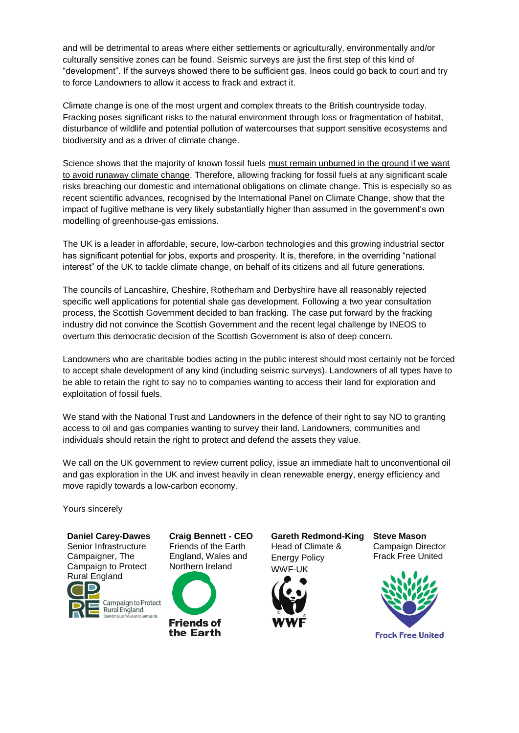and will be detrimental to areas where either settlements or agriculturally, environmentally and/or culturally sensitive zones can be found. Seismic surveys are just the first step of this kind of "development". If the surveys showed there to be sufficient gas, Ineos could go back to court and try to force Landowners to allow it access to frack and extract it.

Climate change is one of the most urgent and complex threats to the British countryside today. Fracking poses significant risks to the natural environment through loss or fragmentation of habitat, disturbance of wildlife and potential pollution of watercourses that support sensitive ecosystems and biodiversity and as a driver of climate change.

Science shows that the majority of known fossil fuels must remain unburned in the ground if we want to avoid runaway climate change. Therefore, allowing fracking for fossil fuels at any significant scale risks breaching our domestic and international obligations on climate change. This is especially so as recent scientific advances, recognised by the International Panel on Climate Change, show that the impact of fugitive methane is very likely substantially higher than assumed in the government's own modelling of greenhouse-gas emissions.

The UK is a leader in affordable, secure, low-carbon technologies and this growing industrial sector has significant potential for jobs, exports and prosperity. It is, therefore, in the overriding "national interest" of the UK to tackle climate change, on behalf of its citizens and all future generations.

The councils of Lancashire, Cheshire, Rotherham and Derbyshire have all reasonably rejected specific well applications for potential shale gas development. Following a two year consultation process, the Scottish Government decided to ban fracking. The case put forward by the fracking industry did not convince the Scottish Government and the recent legal challenge by INEOS to overturn this democratic decision of the Scottish Government is also of deep concern.

Landowners who are charitable bodies acting in the public interest should most certainly not be forced to accept shale development of any kind (including seismic surveys). Landowners of all types have to be able to retain the right to say no to companies wanting to access their land for exploration and exploitation of fossil fuels.

We stand with the National Trust and Landowners in the defence of their right to say NO to granting access to oil and gas companies wanting to survey their land. Landowners, communities and individuals should retain the right to protect and defend the assets they value.

We call on the UK government to review current policy, issue an immediate halt to unconventional oil and gas exploration in the UK and invest heavily in clean renewable energy, energy efficiency and move rapidly towards a low-carbon economy.

Yours sincerely

**Daniel Carey-Dawes**
Senior Infrastructure Campaigner, The Campaign to Protect Rural England

**Craig Bennett - CEO**
Friends of the Earth England, Wales and Northern Ireland

**Gareth Redmond-King**
Head of Climate & Energy Policy
WWF-UK

**Steve Mason**
Campaign Director
Frack Free United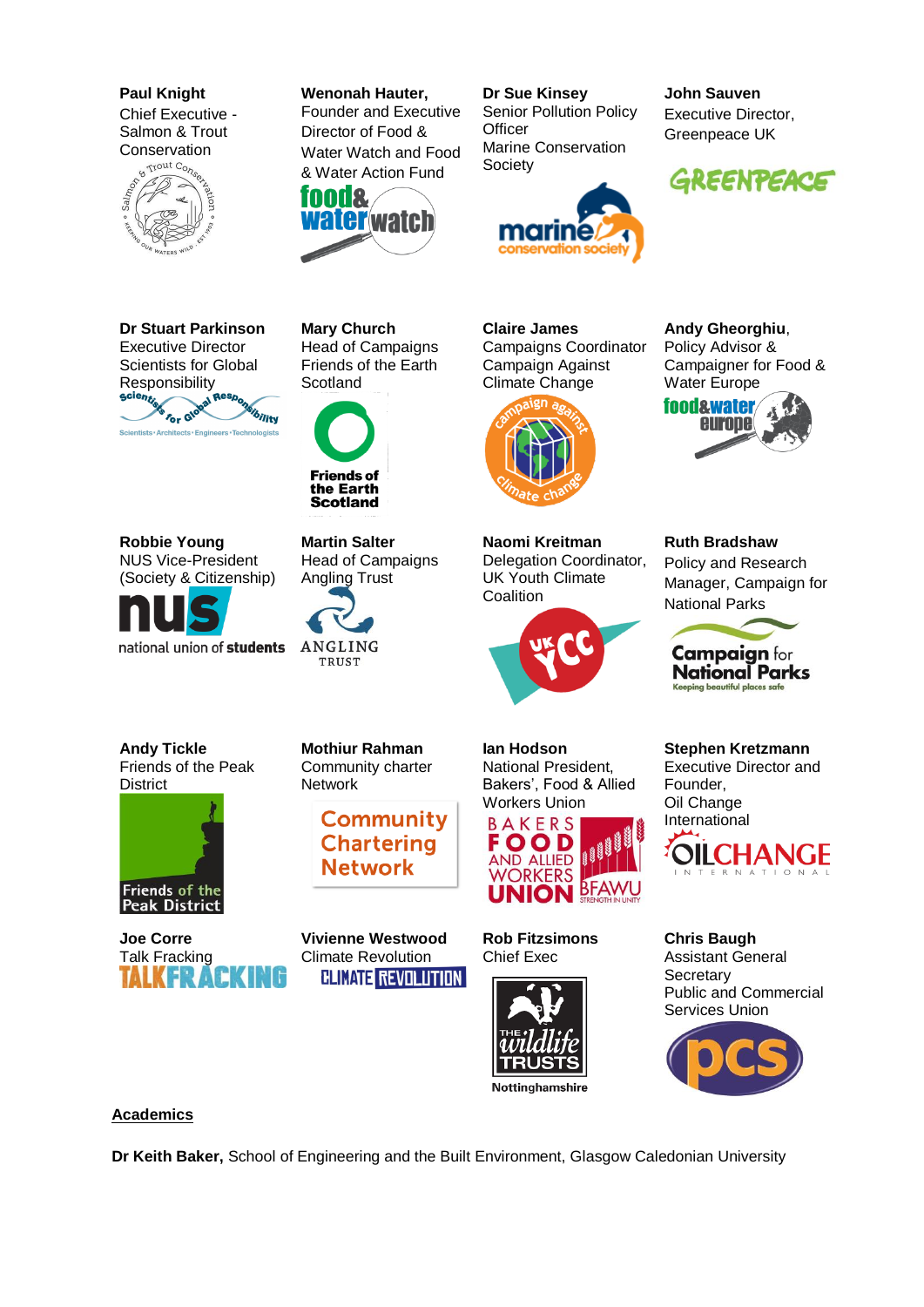**Paul Knight**
Chief Executive - Salmon & Trout Conservation

**Wenonah Hauter,**
Founder and Executive Director of Food & Water Watch and Food & Water Action Fund

**Dr Sue Kinsey**
Senior Pollution Policy Officer
Marine Conservation Society

**John Sauven**
Executive Director, Greenpeace UK

**Dr Stuart Parkinson**
Executive Director
Scientists for Global Responsibility

**Mary Church**
Head of Campaigns
Friends of the Earth Scotland

**Claire James**
Campaigns Coordinator
Campaign Against Climate Change

**Andy Gheorghiu**,
Policy Advisor & Campaigner for Food & Water Europe

**Robbie Young**
NUS Vice-President (Society & Citizenship)

**Martin Salter**
Head of Campaigns
Angling Trust

**Naomi Kreitman**
Delegation Coordinator, UK Youth Climate Coalition

**Ruth Bradshaw**
Policy and Research Manager, Campaign for National Parks

**Andy Tickle**
Friends of the Peak District

**Mothiur Rahman**
Community charter Network

**Ian Hodson**
National President, Bakers', Food & Allied Workers Union

**Stephen Kretzmann**
Executive Director and Founder,
Oil Change International

**Joe Corre**
Talk Fracking

**Vivienne Westwood**
Climate Revolution

**Rob Fitzsimons**
Chief Exec
The Wildlife Trusts Nottinghamshire

**Chris Baugh**
Assistant General Secretary
Public and Commercial Services Union

**Academics**

**Dr Keith Baker,** School of Engineering and the Built Environment, Glasgow Caledonian University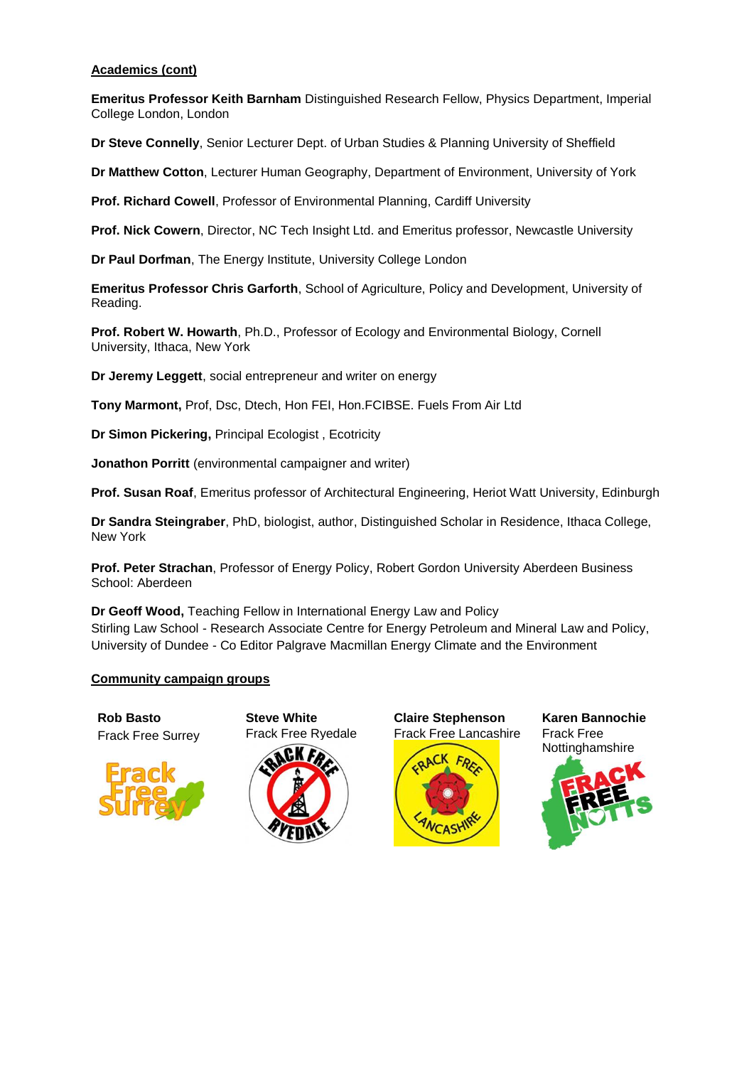**Academics (cont)**

**Emeritus Professor Keith Barnham** Distinguished Research Fellow, Physics Department, Imperial College London, London

**Dr Steve Connelly**, Senior Lecturer Dept. of Urban Studies & Planning University of Sheffield

**Dr Matthew Cotton**, Lecturer Human Geography, Department of Environment, University of York

**Prof. Richard Cowell**, Professor of Environmental Planning, Cardiff University

**Prof. Nick Cowern**, Director, NC Tech Insight Ltd. and Emeritus professor, Newcastle University

**Dr Paul Dorfman**, The Energy Institute, University College London

**Emeritus Professor Chris Garforth**, School of Agriculture, Policy and Development, University of Reading.

**Prof. Robert W. Howarth**, Ph.D., Professor of Ecology and Environmental Biology, Cornell University, Ithaca, New York

**Dr Jeremy Leggett**, social entrepreneur and writer on energy

**Tony Marmont,** Prof, Dsc, Dtech, Hon FEI, Hon.FCIBSE. Fuels From Air Ltd

**Dr Simon Pickering,** Principal Ecologist , Ecotricity

**Jonathon Porritt** (environmental campaigner and writer)

**Prof. Susan Roaf**, Emeritus professor of Architectural Engineering, Heriot Watt University, Edinburgh

**Dr Sandra Steingraber**, PhD, biologist, author, Distinguished Scholar in Residence, Ithaca College, New York

**Prof. Peter Strachan**, Professor of Energy Policy, Robert Gordon University Aberdeen Business School: Aberdeen

**Dr Geoff Wood,** Teaching Fellow in International Energy Law and Policy
Stirling Law School - Research Associate Centre for Energy Petroleum and Mineral Law and Policy, University of Dundee - Co Editor Palgrave Macmillan Energy Climate and the Environment

**Community campaign groups**

**Rob Basto**
Frack Free Surrey

**Steve White**
Frack Free Ryedale

**Claire Stephenson**
Frack Free Lancashire

**Karen Bannochie**
Frack Free Nottinghamshire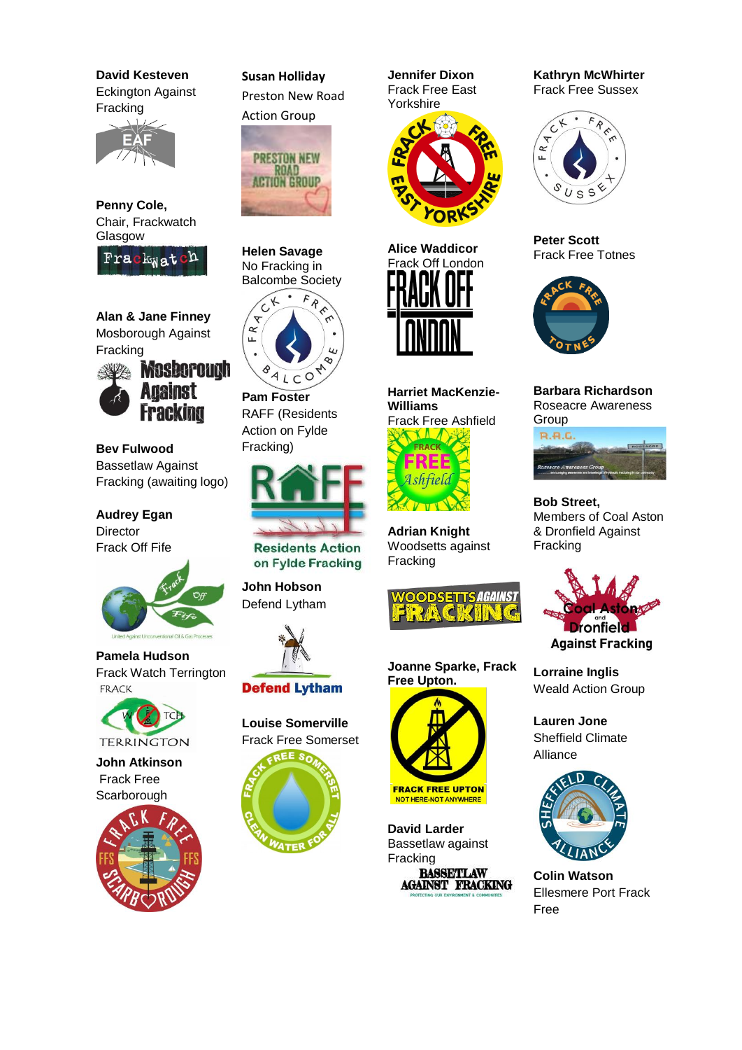**David Kesteven**
Eckington Against Fracking

**Penny Cole,**
Chair, Frackwatch Glasgow

**Alan & Jane Finney**
Mosborough Against Fracking

**Bev Fulwood**
Bassetlaw Against Fracking (awaiting logo)

**Audrey Egan**
Director
Frack Off Fife

**Pamela Hudson**
Frack Watch Terrington

**John Atkinson**
Frack Free Scarborough

**Susan Holliday**
Preston New Road Action Group

**Helen Savage**
No Fracking in Balcombe Society

**Pam Foster**
RAFF (Residents Action on Fylde Fracking)

**John Hobson**
Defend Lytham

**Louise Somerville**
Frack Free Somerset

**Jennifer Dixon**
Frack Free East Yorkshire

**Alice Waddicor**
Frack Off London

**Harriet MacKenzie-Williams**
Frack Free Ashfield

**Adrian Knight**
Woodsetts against Fracking

**Joanne Sparke, Frack Free Upton.**

**David Larder**
Bassetlaw against Fracking

**Kathryn McWhirter**
Frack Free Sussex

**Peter Scott**
Frack Free Totnes

**Barbara Richardson**
Roseacre Awareness Group

**Bob Street,**
Members of Coal Aston & Dronfield Against Fracking

**Lorraine Inglis**
Weald Action Group

**Lauren Jone**
Sheffield Climate Alliance

**Colin Watson**
Ellesmere Port Frack Free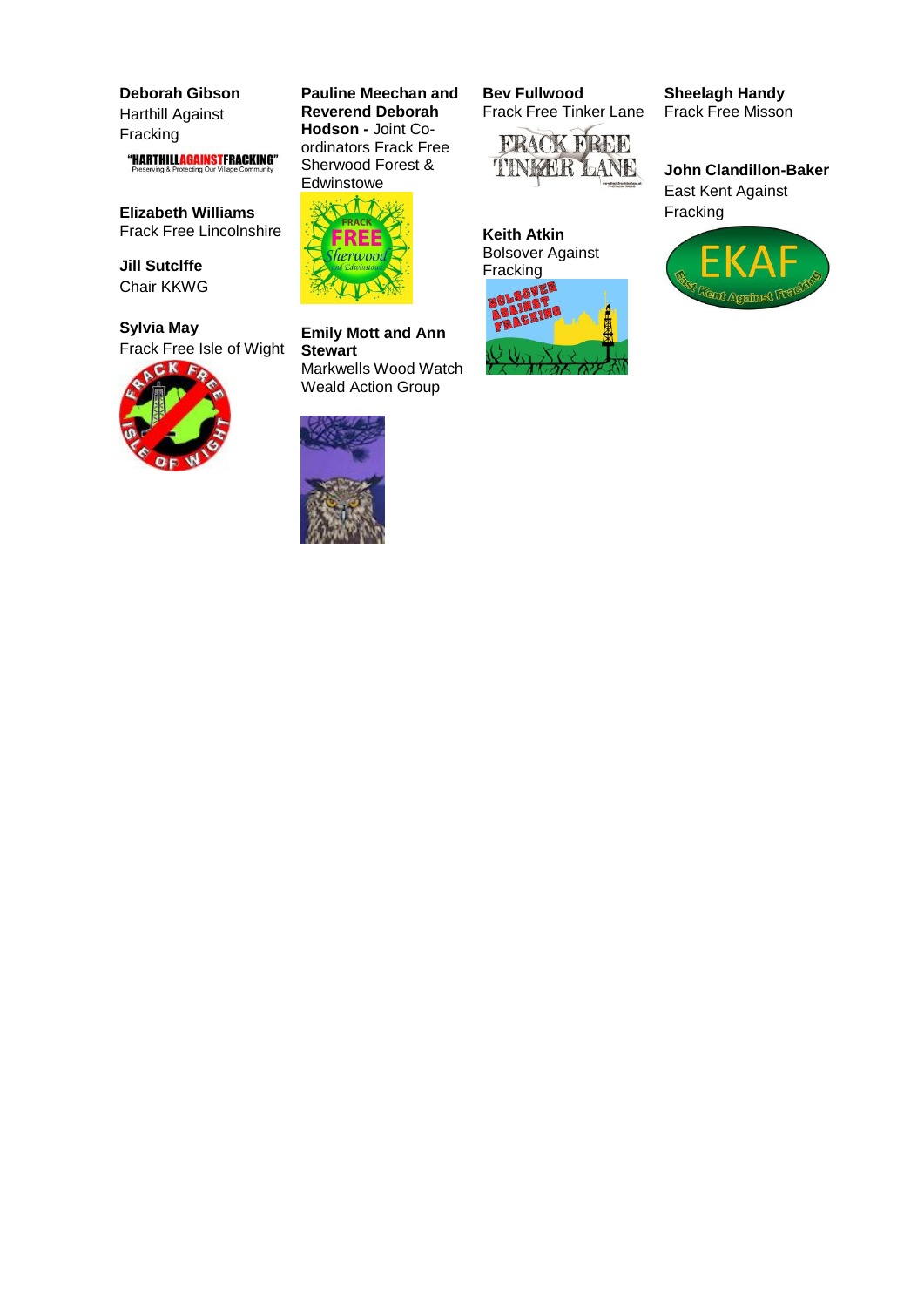**Deborah Gibson**
Harthill Against Fracking

**Elizabeth Williams**
Frack Free Lincolnshire

**Jill Sutclffe**
Chair KKWG

**Sylvia May**
Frack Free Isle of Wight

**Pauline Meechan and Reverend Deborah Hodson -** Joint Co-ordinators Frack Free Sherwood Forest & Edwinstowe

**Emily Mott and Ann Stewart**
Markwells Wood Watch
Weald Action Group

**Bev Fullwood**
Frack Free Tinker Lane

**Keith Atkin**
Bolsover Against Fracking

**Sheelagh Handy**
Frack Free Misson

**John Clandillon-Baker**
East Kent Against Fracking